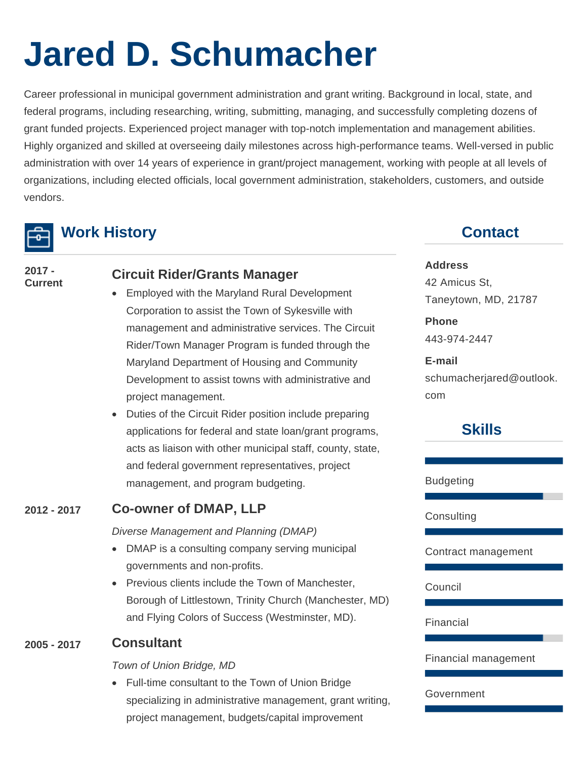# Jared D. Schumacher

Career professional in municipal government administration and grant writing. Background in local, state, and federal programs, including researching, writing, submitting, managing, and successfully completing dozens of grant funded projects. Experienced project manager with top-notch implementation and management abilities. Highly organized and skilled at overseeing daily milestones across high-performance teams. Well-versed in public administration with over 14 years of experience in grant/project management, working with people at all levels of organizations, including elected officials, local government administration, stakeholders, customers, and outside vendors.

## Work History

**2017 - Current**

### Circuit Rider/Grants Manager

- Employed with the Maryland Rural Development Corporation to assist the Town of Sykesville with management and administrative services. The Circuit Rider/Town Manager Program is funded through the Maryland Department of Housing and Community Development to assist towns with administrative and project management.
- Duties of the Circuit Rider position include preparing applications for federal and state loan/grant programs, acts as liaison with other municipal staff, county, state, and federal government representatives, project management, and program budgeting.

**2012 - 2017**

### Co-owner of DMAP, LLP

*Diverse Management and Planning (DMAP)*

- DMAP is a consulting company serving municipal governments and non-profits.
- Previous clients include the Town of Manchester, Borough of Littlestown, Trinity Church (Manchester, MD) and Flying Colors of Success (Westminster, MD).

**2005 - 2017**

### Consultant

*Town of Union Bridge, MD*

- Full-time consultant to the Town of Union Bridge specializing in administrative management, grant writing, project management, budgets/capital improvement

## Contact

**Address**
42 Amicus St,
Taneytown, MD, 21787

**Phone**
443-974-2447

**E-mail**
schumacherjared@outlook.com

## Skills

- Budgeting
- Consulting
- Contract management
- Council
- Financial
- Financial management
- Government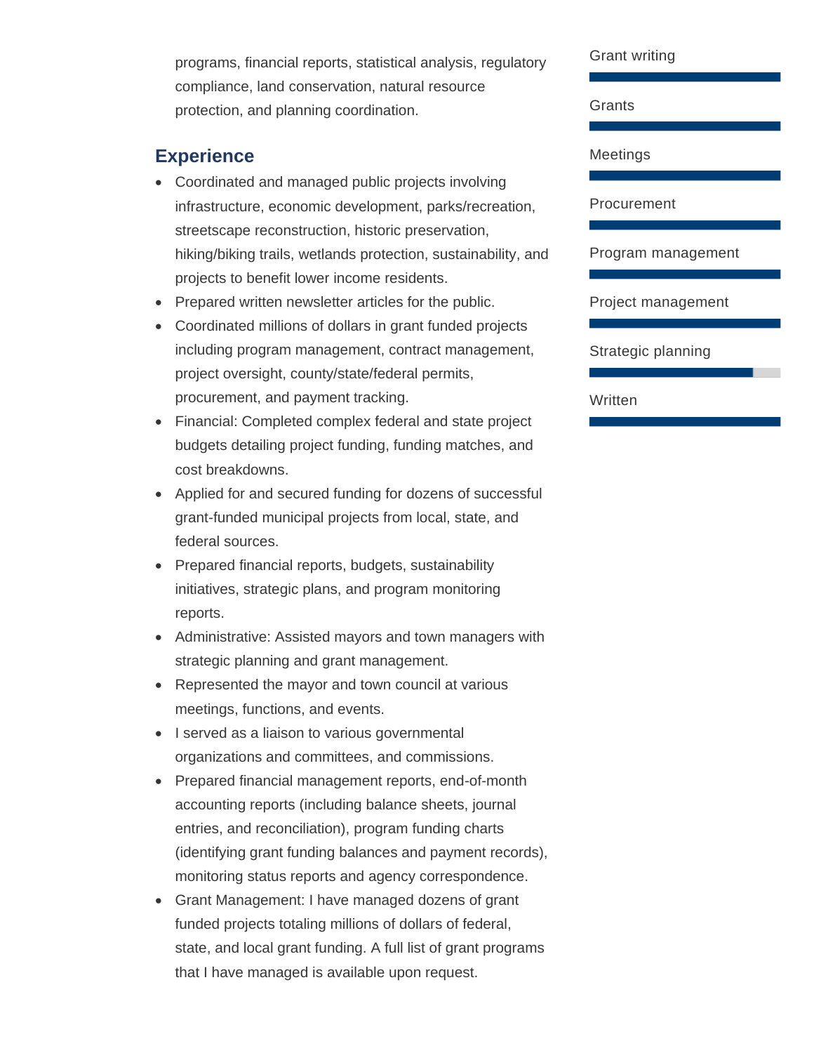programs, financial reports, statistical analysis, regulatory compliance, land conservation, natural resource protection, and planning coordination.

## Experience

- Coordinated and managed public projects involving infrastructure, economic development, parks/recreation, streetscape reconstruction, historic preservation, hiking/biking trails, wetlands protection, sustainability, and projects to benefit lower income residents.
- Prepared written newsletter articles for the public.
- Coordinated millions of dollars in grant funded projects including program management, contract management, project oversight, county/state/federal permits, procurement, and payment tracking.
- Financial: Completed complex federal and state project budgets detailing project funding, funding matches, and cost breakdowns.
- Applied for and secured funding for dozens of successful grant-funded municipal projects from local, state, and federal sources.
- Prepared financial reports, budgets, sustainability initiatives, strategic plans, and program monitoring reports.
- Administrative: Assisted mayors and town managers with strategic planning and grant management.
- Represented the mayor and town council at various meetings, functions, and events.
- I served as a liaison to various governmental organizations and committees, and commissions.
- Prepared financial management reports, end-of-month accounting reports (including balance sheets, journal entries, and reconciliation), program funding charts (identifying grant funding balances and payment records), monitoring status reports and agency correspondence.
- Grant Management: I have managed dozens of grant funded projects totaling millions of dollars of federal, state, and local grant funding. A full list of grant programs that I have managed is available upon request.

Grant writing

Grants

Meetings

Procurement

Program management

Project management

Strategic planning

Written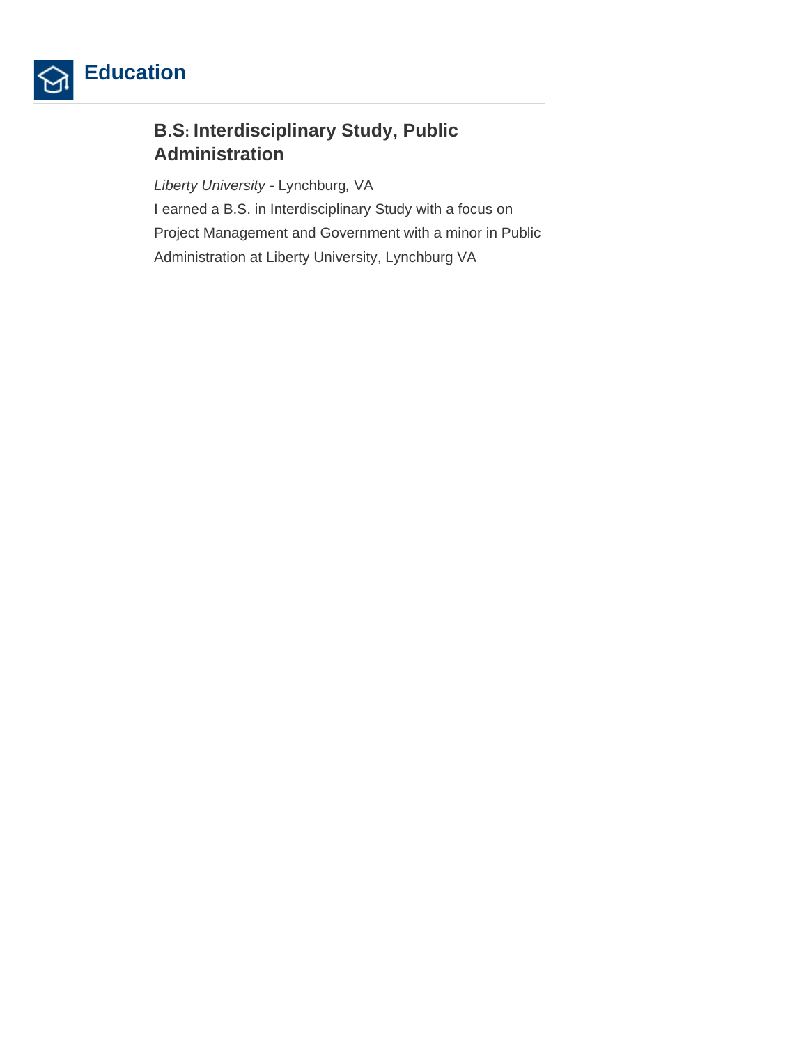## Education

### B.S: Interdisciplinary Study, Public Administration

*Liberty University* - Lynchburg, VA

I earned a B.S. in Interdisciplinary Study with a focus on Project Management and Government with a minor in Public Administration at Liberty University, Lynchburg VA